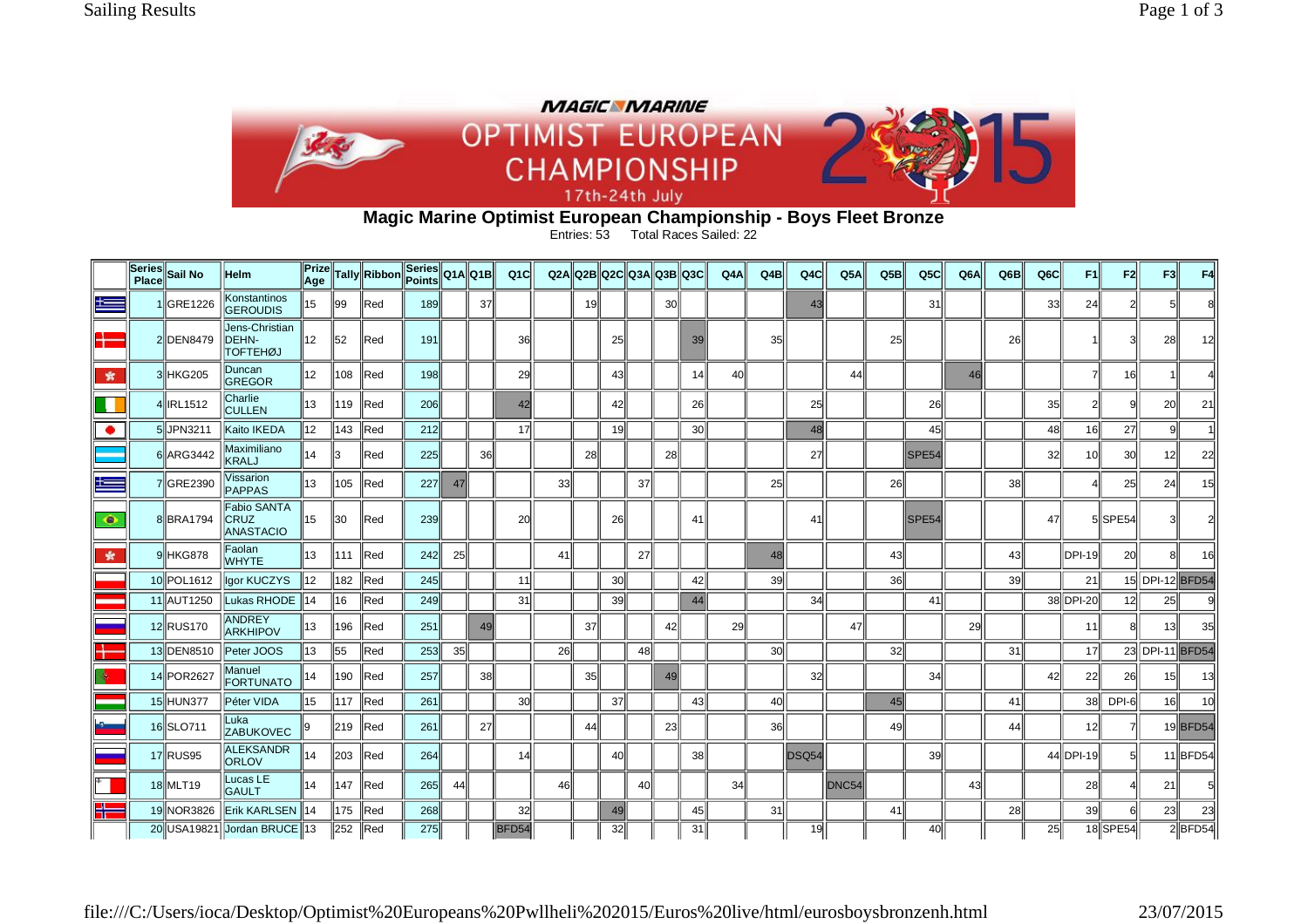## Magic Marine Optimist European Championship - Boys Fleet Bronze

Entries: 53 Total Races Sailed: 22

| | Series Place | Sail No | Helm | Prize Age | Tally | Ribbon | Series Points | Q1A | Q1B | Q1C | Q2A | Q2B | Q2C | Q3A | Q3B | Q3C | Q4A | Q4B | Q4C | Q5A | Q5B | Q5C | Q6A | Q6B | Q6C | F1 | F2 | F3 | F4 |
|---|---|---|---|---|---|---|---|---|---|---|---|---|---|---|---|---|---|---|---|---|---|---|---|---|---|---|---|---|---|
| | 1 | GRE1226 | Konstantinos GEROUDIS | 15 | 99 | Red | 189 | | 37 | | | 19 | | | 30 | | | | 43 | | | 31 | | | 33 | 24 | 2 | 5 | 8 |
| | 2 | DEN8479 | Jens-Christian DEHN-TOFTEHØJ | 12 | 52 | Red | 191 | | | 36 | | | 25 | | | 39 | | 35 | | | 25 | | | 26 | | 1 | 3 | 28 | 12 |
| | 3 | HKG205 | Duncan GREGOR | 12 | 108 | Red | 198 | | | 29 | | | 43 | | | 14 | 40 | | | 44 | | | 46 | | | 7 | 16 | 1 | 4 |
| | 4 | IRL1512 | Charlie CULLEN | 13 | 119 | Red | 206 | | | 42 | | | 42 | | | 26 | | | 25 | | | 26 | | | 35 | 2 | 9 | 20 | 21 |
| | 5 | JPN3211 | Kaito IKEDA | 12 | 143 | Red | 212 | | | 17 | | | 19 | | | 30 | | | 48 | | | 45 | | | 48 | 16 | 27 | 9 | 1 |
| | 6 | ARG3442 | Maximiliano KRALJ | 14 | 3 | Red | 225 | | 36 | | | 28 | | | 28 | | | | 27 | | | SPE54 | | | 32 | 10 | 30 | 12 | 22 |
| | 7 | GRE2390 | Vissarion PAPPAS | 13 | 105 | Red | 227 | 47 | | | 33 | | | 37 | | | | 25 | | | 26 | | | 38 | | 4 | 25 | 24 | 15 |
| | 8 | BRA1794 | Fabio SANTA CRUZ ANASTACIO | 15 | 30 | Red | 239 | | | 20 | | | 26 | | | 41 | | | 41 | | | SPE54 | | | 47 | 5 | SPE54 | 3 | 2 |
| | 9 | HKG878 | Faolan WHYTE | 13 | 111 | Red | 242 | 25 | | | 41 | | | 27 | | | | 48 | | | 43 | | | 43 | | DPI-19 | 20 | 8 | 16 |
| | 10 | POL1612 | Igor KUCZYS | 12 | 182 | Red | 245 | | | 11 | | | 30 | | | 42 | | 39 | | | 36 | | | 39 | | 21 | 15 | DPI-12 | BFD54 |
| | 11 | AUT1250 | Lukas RHODE | 14 | 16 | Red | 249 | | | 31 | | | 39 | | | 44 | | | 34 | | | 41 | | | 38 | DPI-20 | 12 | 25 | 9 |
| | 12 | RUS170 | ANDREY ARKHIPOV | 13 | 196 | Red | 251 | | 49 | | | 37 | | | 42 | | 29 | | | 47 | | | 29 | | | 11 | 8 | 13 | 35 |
| | 13 | DEN8510 | Peter JOOS | 13 | 55 | Red | 253 | 35 | | | 26 | | | 48 | | | | 30 | | | 32 | | | 31 | | 17 | 23 | DPI-11 | BFD54 |
| | 14 | POR2627 | Manuel FORTUNATO | 14 | 190 | Red | 257 | | 38 | | | 35 | | | 49 | | | | 32 | | | 34 | | | 42 | 22 | 26 | 15 | 13 |
| | 15 | HUN377 | Péter VIDA | 15 | 117 | Red | 261 | | | 30 | | | 37 | | | 43 | | 40 | | | 45 | | | 41 | | 38 | DPI-6 | 16 | 10 |
| | 16 | SLO711 | Luka ZABUKOVEC | 9 | 219 | Red | 261 | | 27 | | | 44 | | | 23 | | | 36 | | | 49 | | | 44 | | 12 | 7 | 19 | BFD54 |
| | 17 | RUS95 | ALEKSANDR ORLOV | 14 | 203 | Red | 264 | | | 14 | | | 40 | | | 38 | | | DSQ54 | | | 39 | | | 44 | DPI-19 | 5 | 11 | BFD54 |
| | 18 | MLT19 | Lucas LE GAULT | 14 | 147 | Red | 265 | 44 | | | 46 | | | 40 | | | 34 | | | DNC54 | | | 43 | | | 28 | 4 | 21 | 5 |
| | 19 | NOR3826 | Erik KARLSEN | 14 | 175 | Red | 268 | | | 32 | | | 49 | | | 45 | | 31 | | | 41 | | | 28 | | 39 | 6 | 23 | 23 |
| | 20 | USA19821 | Jordan BRUCE | 13 | 252 | Red | 275 | | | BFD54 | | | 32 | | | 31 | | | 19 | | | 40 | | | 25 | 18 | SPE54 | 2 | BFD54 |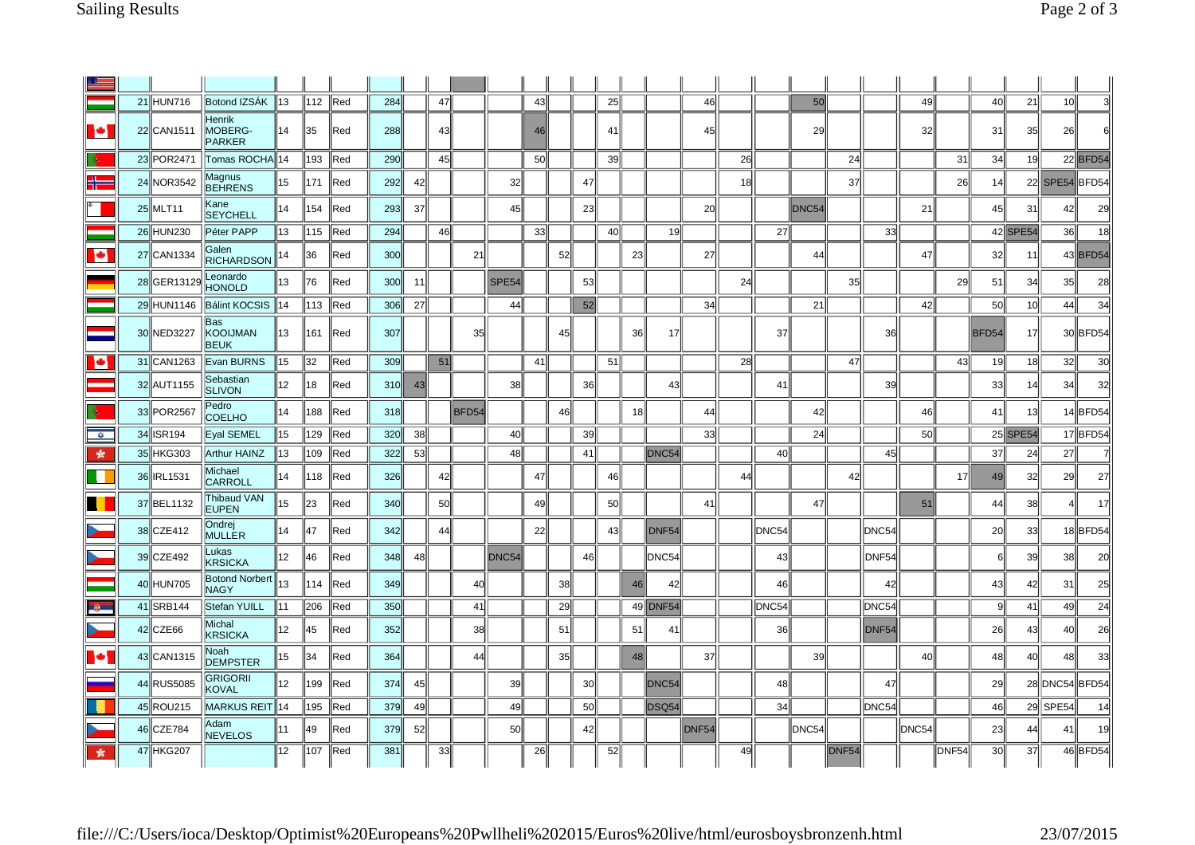| | | | | | | | | | | | | | | | | | | | | | | | | | | | | |
|---|---|---|---|---|---|---|---|---|---|---|---|---|---|---|---|---|---|---|---|---|---|---|---|---|---|---|---|---|
| 21 | HUN716 | Botond IZSÁK | 13 | 112 | Red | 284 | | 47 | | | 43 | | | 25 | | | 46 | | | 50 | | | 49 | | 40 | 21 | 10 | 3 |
| 22 | CAN1511 | Henrik MOBERG-PARKER | 14 | 35 | Red | 288 | | 43 | | | 46 | | | 41 | | | 45 | | | 29 | | | 32 | | 31 | 35 | 26 | 6 |
| 23 | POR2471 | Tomas ROCHA | 14 | 193 | Red | 290 | | 45 | | | 50 | | | 39 | | | | 26 | | | 24 | | | 31 | 34 | 19 | 22 | BFD54 |
| 24 | NOR3542 | Magnus BEHRENS | 15 | 171 | Red | 292 | 42 | | | 32 | | | 47 | | | | | 18 | | | 37 | | | 26 | 14 | 22 | SPE54 | BFD54 |
| 25 | MLT11 | Kane SEYCHELL | 14 | 154 | Red | 293 | 37 | | | 45 | | | 23 | | | | 20 | | | DNC54 | | | 21 | | 45 | 31 | 42 | 29 |
| 26 | HUN230 | Péter PAPP | 13 | 115 | Red | 294 | | 46 | | | 33 | | | 40 | | 19 | | | 27 | | | 33 | | | 42 | SPE54 | 36 | 18 |
| 27 | CAN1334 | Galen RICHARDSON | 14 | 36 | Red | 300 | | | 21 | | | 52 | | | 23 | | 27 | | | 44 | | | 47 | | 32 | 11 | 43 | BFD54 |
| 28 | GER13129 | Leonardo HONOLD | 13 | 76 | Red | 300 | 11 | | | SPE54 | | | 53 | | | | | 24 | | | 35 | | | 29 | 51 | 34 | 35 | 28 |
| 29 | HUN1146 | Bálint KOCSIS | 14 | 113 | Red | 306 | 27 | | | 44 | | | 52 | | | | 34 | | | 21 | | | 42 | | 50 | 10 | 44 | 34 |
| 30 | NED3227 | Bas KOOIJMAN BEUK | 13 | 161 | Red | 307 | | | 35 | | | 45 | | | 36 | 17 | | | 37 | | | 36 | | | BFD54 | 17 | 30 | BFD54 |
| 31 | CAN1263 | Evan BURNS | 15 | 32 | Red | 309 | | 51 | | | 41 | | | 51 | | | | 28 | | | 47 | | | 43 | 19 | 18 | 32 | 30 |
| 32 | AUT1155 | Sebastian SLIVON | 12 | 18 | Red | 310 | 43 | | | 38 | | | 36 | | | 43 | | | 41 | | | 39 | | | 33 | 14 | 34 | 32 |
| 33 | POR2567 | Pedro COELHO | 14 | 188 | Red | 318 | | | BFD54 | | | 46 | | | 18 | | 44 | | | 42 | | | 46 | | 41 | 13 | 14 | BFD54 |
| 34 | ISR194 | Eyal SEMEL | 15 | 129 | Red | 320 | 38 | | | 40 | | | 39 | | | | 33 | | | 24 | | | 50 | | 25 | SPE54 | 17 | BFD54 |
| 35 | HKG303 | Arthur HAINZ | 13 | 109 | Red | 322 | 53 | | | 48 | | | 41 | | | DNC54 | | | 40 | | | 45 | | | 37 | 24 | 27 | 7 |
| 36 | IRL1531 | Michael CARROLL | 14 | 118 | Red | 326 | | 42 | | | 47 | | | 46 | | | | 44 | | | 42 | | | 17 | 49 | 32 | 29 | 27 |
| 37 | BEL1132 | Thibaud VAN EUPEN | 15 | 23 | Red | 340 | | 50 | | | 49 | | | 50 | | | 41 | | | 47 | | | 51 | | 44 | 38 | 4 | 17 |
| 38 | CZE412 | Ondrej MULLER | 14 | 47 | Red | 342 | | 44 | | | 22 | | | 43 | | DNF54 | | | DNC54 | | | DNC54 | | | 20 | 33 | 18 | BFD54 |
| 39 | CZE492 | Lukas KRSICKA | 12 | 46 | Red | 348 | 48 | | | DNC54 | | | 46 | | | DNC54 | | | 43 | | | DNF54 | | | 6 | 39 | 38 | 20 |
| 40 | HUN705 | Botond Norbert NAGY | 13 | 114 | Red | 349 | | | 40 | | | 38 | | | 46 | 42 | | | 46 | | | 42 | | | 43 | 42 | 31 | 25 |
| 41 | SRB144 | Stefan YUILL | 11 | 206 | Red | 350 | | | 41 | | | 29 | | | 49 | DNF54 | | | DNC54 | | | DNC54 | | | 9 | 41 | 49 | 24 |
| 42 | CZE66 | Michal KRSICKA | 12 | 45 | Red | 352 | | | 38 | | | 51 | | | 51 | 41 | | | 36 | | | DNF54 | | | 26 | 43 | 40 | 26 |
| 43 | CAN1315 | Noah DEMPSTER | 15 | 34 | Red | 364 | | | 44 | | | 35 | | | 48 | | 37 | | | 39 | | | 40 | | 48 | 40 | 48 | 33 |
| 44 | RUS5085 | GRIGORII KOVAL | 12 | 199 | Red | 374 | 45 | | | 39 | | | 30 | | | DNC54 | | | 48 | | | 47 | | | 29 | 28 | DNC54 | BFD54 |
| 45 | ROU215 | MARKUS REIT | 14 | 195 | Red | 379 | 49 | | | 49 | | | 50 | | | DSQ54 | | | 34 | | | DNC54 | | | 46 | 29 | SPE54 | 14 |
| 46 | CZE784 | Adam NEVELOS | 11 | 49 | Red | 379 | 52 | | | 50 | | | 42 | | | | DNF54 | | | DNC54 | | | DNC54 | | 23 | 44 | 41 | 19 |
| 47 | HKG207 | | 12 | 107 | Red | 381 | | 33 | | | 26 | | | 52 | | | | 49 | | | DNF54 | | | DNF54 | 30 | 37 | 46 | BFD54 |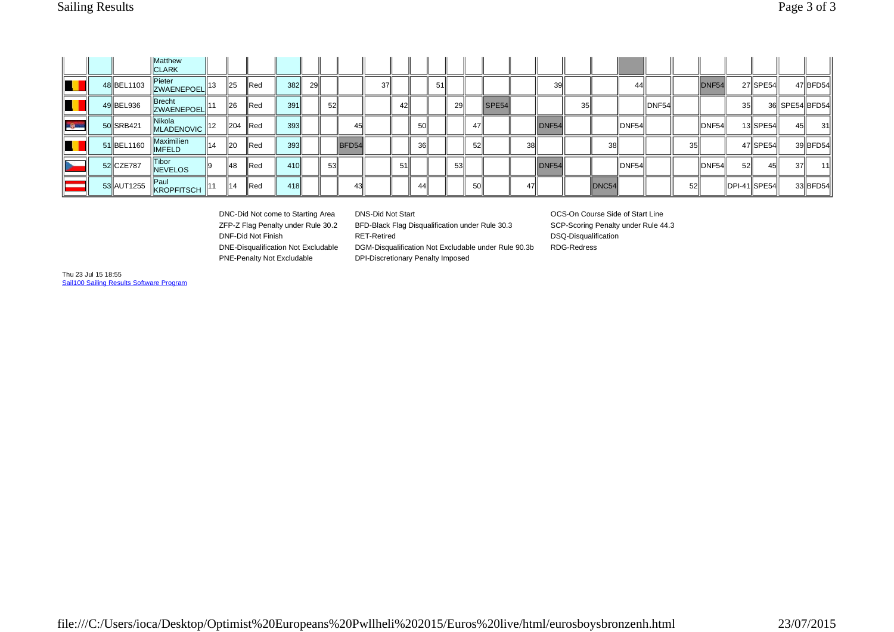| | | | | | | | | | | | | | | | | | | | | | | | | | | | | | |
|---|---|---|---|---|---|---|---|---|---|---|---|---|---|---|---|---|---|---|---|---|---|---|---|---|---|---|---|---|---|
| | | | Matthew CLARK | | | | | | | | | | | | | | | | | | | | | | | | | | |
| | 48 | BEL1103 | Pieter ZWAENEPOEL | 13 | 25 | Red | 382 | 29 | | | 37 | | | 51 | | | | | 39 | | | 44 | | | DNF54 | 27 | SPE54 | 47 | BFD54 |
| | 49 | BEL936 | Brecht ZWAENEPOEL | 11 | 26 | Red | 391 | | 52 | | | 42 | | | 29 | | SPE54 | | | 35 | | | DNF54 | | | 35 | 36 | SPE54 | BFD54 |
| | 50 | SRB421 | Nikola MLADENOVIC | 12 | 204 | Red | 393 | | | 45 | | | 50 | | | 47 | | | DNF54 | | | DNF54 | | | DNF54 | 13 | SPE54 | 45 | 31 |
| | 51 | BEL1160 | Maximilien IMFELD | 14 | 20 | Red | 393 | | | BFD54 | | | 36 | | | 52 | | 38 | | | 38 | | | 35 | | 47 | SPE54 | 39 | BFD54 |
| | 52 | CZE787 | Tibor NEVELOS | 9 | 48 | Red | 410 | | 53 | | | 51 | | | 53 | | | | DNF54 | | | DNF54 | | | DNF54 | 52 | 45 | 37 | 11 |
| | 53 | AUT1255 | Paul KROPFITSCH | 11 | 14 | Red | 418 | | | 43 | | | 44 | | | 50 | | 47 | | | DNC54 | | | 52 | | DPI-41 | SPE54 | 33 | BFD54 |

DNC-Did Not come to Starting Area
ZFP-Z Flag Penalty under Rule 30.2
DNF-Did Not Finish
DNE-Disqualification Not Excludable
PNE-Penalty Not Excludable
DNS-Did Not Start
BFD-Black Flag Disqualification under Rule 30.3
RET-Retired
DGM-Disqualification Not Excludable under Rule 90.3b
DPI-Discretionary Penalty Imposed
OCS-On Course Side of Start Line
SCP-Scoring Penalty under Rule 44.3
DSQ-Disqualification
RDG-Redress

Thu 23 Jul 15 18:55
Sail100 Sailing Results Software Program